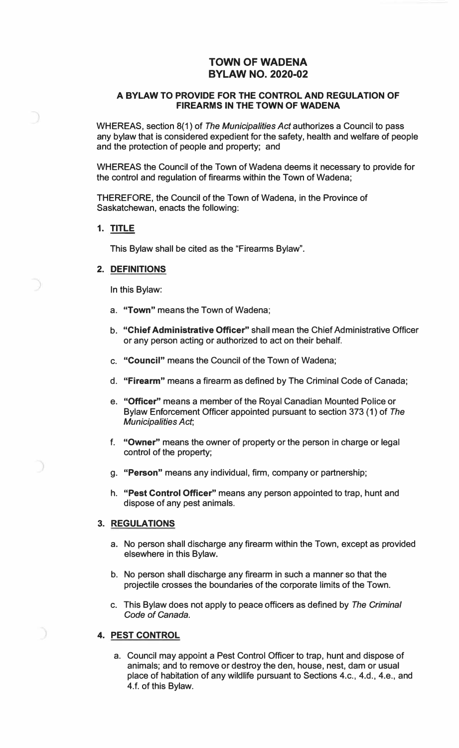# TOWN OF WADENA
# BYLAW NO. 2020-02

## A BYLAW TO PROVIDE FOR THE CONTROL AND REGULATION OF FIREARMS IN THE TOWN OF WADENA

WHEREAS, section 8(1) of *The Municipalities Act* authorizes a Council to pass any bylaw that is considered expedient for the safety, health and welfare of people and the protection of people and property; and

WHEREAS the Council of the Town of Wadena deems it necessary to provide for the control and regulation of firearms within the Town of Wadena;

THEREFORE, the Council of the Town of Wadena, in the Province of Saskatchewan, enacts the following:

### 1. <u>TITLE</u>

This Bylaw shall be cited as the "Firearms Bylaw".

### 2. <u>DEFINITIONS</u>

In this Bylaw:

a. **"Town"** means the Town of Wadena;

b. **"Chief Administrative Officer"** shall mean the Chief Administrative Officer or any person acting or authorized to act on their behalf.

c. **"Council"** means the Council of the Town of Wadena;

d. **"Firearm"** means a firearm as defined by The Criminal Code of Canada;

e. **"Officer"** means a member of the Royal Canadian Mounted Police or Bylaw Enforcement Officer appointed pursuant to section 373 (1) of *The Municipalities Act*;

f. **"Owner"** means the owner of property or the person in charge or legal control of the property;

g. **"Person"** means any individual, firm, company or partnership;

h. **"Pest Control Officer"** means any person appointed to trap, hunt and dispose of any pest animals.

### 3. <u>REGULATIONS</u>

a. No person shall discharge any firearm within the Town, except as provided elsewhere in this Bylaw.

b. No person shall discharge any firearm in such a manner so that the projectile crosses the boundaries of the corporate limits of the Town.

c. This Bylaw does not apply to peace officers as defined by *The Criminal Code of Canada*.

### 4. <u>PEST CONTROL</u>

a. Council may appoint a Pest Control Officer to trap, hunt and dispose of animals; and to remove or destroy the den, house, nest, dam or usual place of habitation of any wildlife pursuant to Sections 4.c., 4.d., 4.e., and 4.f. of this Bylaw.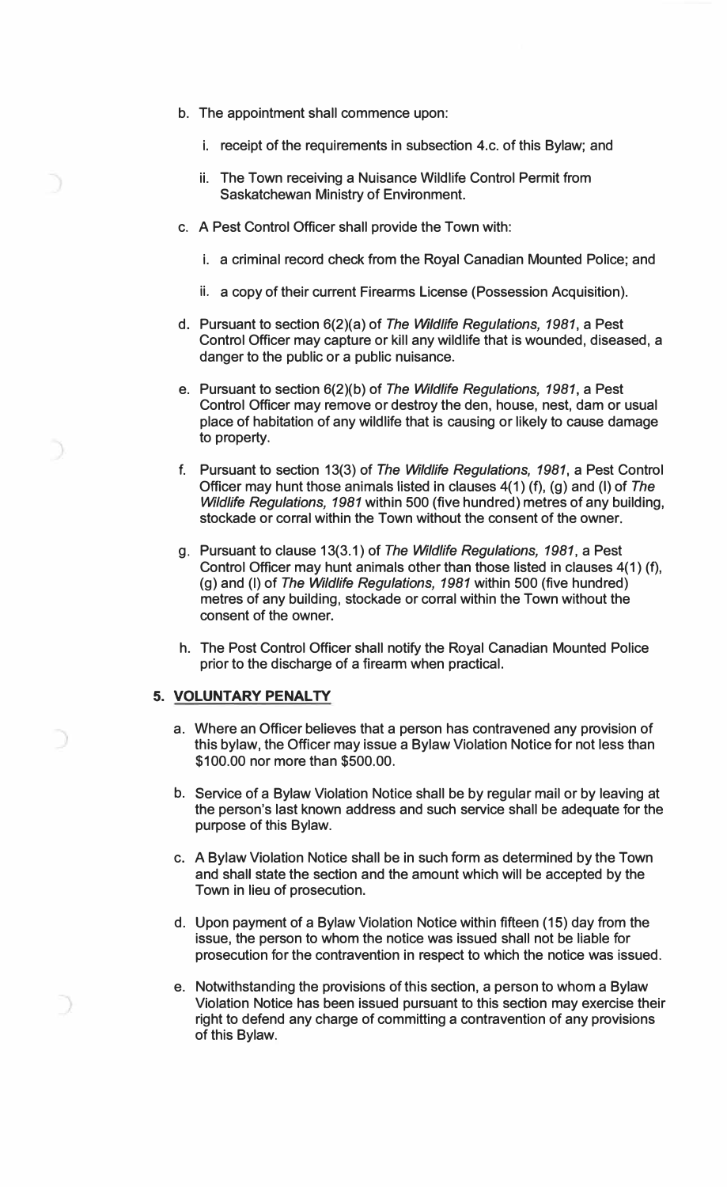b. The appointment shall commence upon:

   i. receipt of the requirements in subsection 4.c. of this Bylaw; and

   ii. The Town receiving a Nuisance Wildlife Control Permit from Saskatchewan Ministry of Environment.

c. A Pest Control Officer shall provide the Town with:

   i. a criminal record check from the Royal Canadian Mounted Police; and

   ii. a copy of their current Firearms License (Possession Acquisition).

d. Pursuant to section 6(2)(a) of *The Wildlife Regulations, 1981*, a Pest Control Officer may capture or kill any wildlife that is wounded, diseased, a danger to the public or a public nuisance.

e. Pursuant to section 6(2)(b) of *The Wildlife Regulations, 1981*, a Pest Control Officer may remove or destroy the den, house, nest, dam or usual place of habitation of any wildlife that is causing or likely to cause damage to property.

f. Pursuant to section 13(3) of *The Wildlife Regulations, 1981*, a Pest Control Officer may hunt those animals listed in clauses 4(1) (f), (g) and (l) of *The Wildlife Regulations, 1981* within 500 (five hundred) metres of any building, stockade or corral within the Town without the consent of the owner.

g. Pursuant to clause 13(3.1) of *The Wildlife Regulations, 1981*, a Pest Control Officer may hunt animals other than those listed in clauses 4(1) (f), (g) and (l) of *The Wildlife Regulations, 1981* within 500 (five hundred) metres of any building, stockade or corral within the Town without the consent of the owner.

h. The Post Control Officer shall notify the Royal Canadian Mounted Police prior to the discharge of a firearm when practical.

## 5. VOLUNTARY PENALTY

a. Where an Officer believes that a person has contravened any provision of this bylaw, the Officer may issue a Bylaw Violation Notice for not less than $100.00 nor more than $500.00.

b. Service of a Bylaw Violation Notice shall be by regular mail or by leaving at the person's last known address and such service shall be adequate for the purpose of this Bylaw.

c. A Bylaw Violation Notice shall be in such form as determined by the Town and shall state the section and the amount which will be accepted by the Town in lieu of prosecution.

d. Upon payment of a Bylaw Violation Notice within fifteen (15) day from the issue, the person to whom the notice was issued shall not be liable for prosecution for the contravention in respect to which the notice was issued.

e. Notwithstanding the provisions of this section, a person to whom a Bylaw Violation Notice has been issued pursuant to this section may exercise their right to defend any charge of committing a contravention of any provisions of this Bylaw.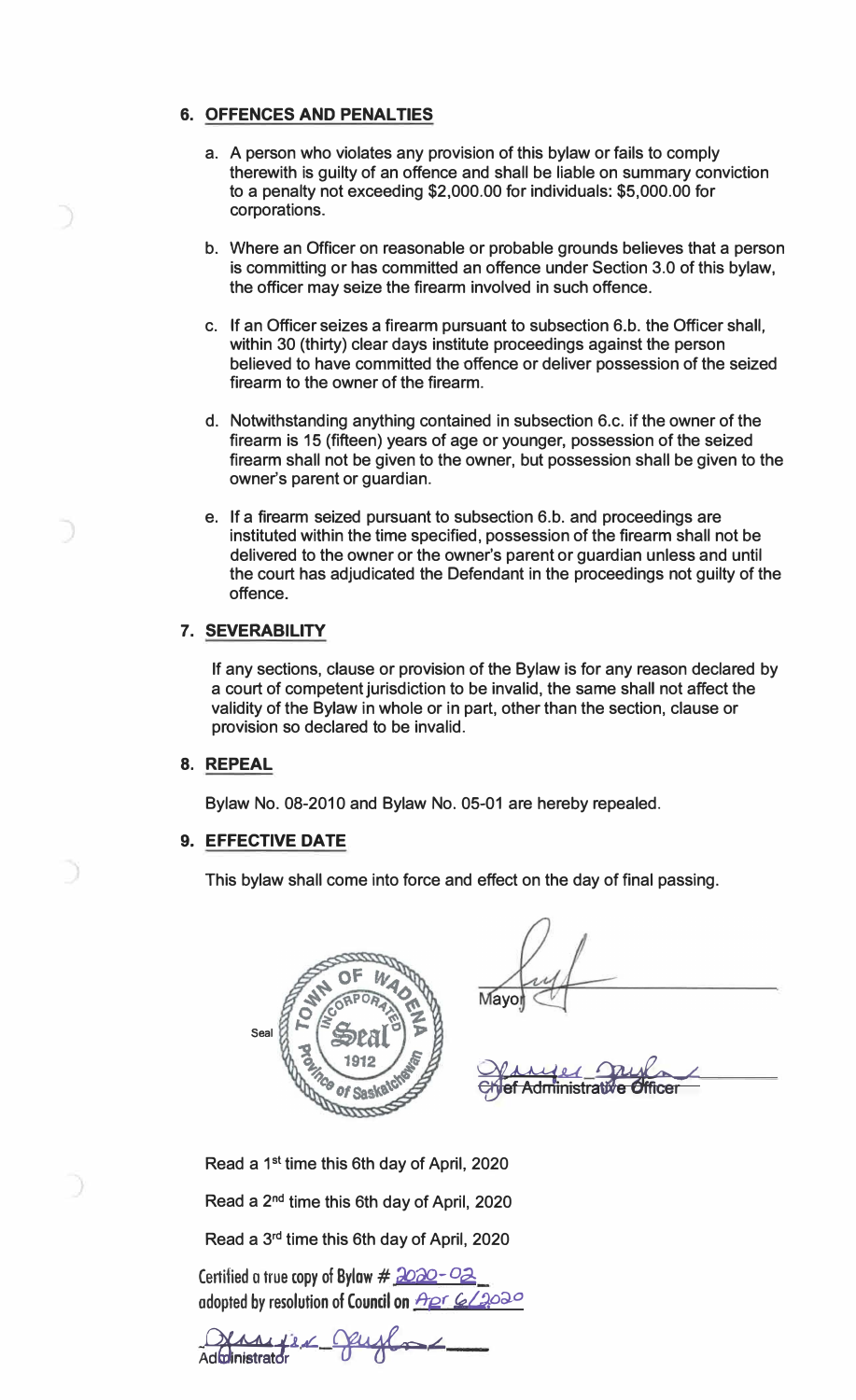## 6. OFFENCES AND PENALTIES

a. A person who violates any provision of this bylaw or fails to comply therewith is guilty of an offence and shall be liable on summary conviction to a penalty not exceeding $2,000.00 for individuals: $5,000.00 for corporations.

b. Where an Officer on reasonable or probable grounds believes that a person is committing or has committed an offence under Section 3.0 of this bylaw, the officer may seize the firearm involved in such offence.

c. If an Officer seizes a firearm pursuant to subsection 6.b. the Officer shall, within 30 (thirty) clear days institute proceedings against the person believed to have committed the offence or deliver possession of the seized firearm to the owner of the firearm.

d. Notwithstanding anything contained in subsection 6.c. if the owner of the firearm is 15 (fifteen) years of age or younger, possession of the seized firearm shall not be given to the owner, but possession shall be given to the owner's parent or guardian.

e. If a firearm seized pursuant to subsection 6.b. and proceedings are instituted within the time specified, possession of the firearm shall not be delivered to the owner or the owner's parent or guardian unless and until the court has adjudicated the Defendant in the proceedings not guilty of the offence.

## 7. SEVERABILITY

If any sections, clause or provision of the Bylaw is for any reason declared by a court of competent jurisdiction to be invalid, the same shall not affect the validity of the Bylaw in whole or in part, other than the section, clause or provision so declared to be invalid.

## 8. REPEAL

Bylaw No. 08-2010 and Bylaw No. 05-01 are hereby repealed.

## 9. EFFECTIVE DATE

This bylaw shall come into force and effect on the day of final passing.

Seal — TOWN OF WADENA, INCORPORATED 1912, Province of Saskatchewan

Mayor

Chief Administrative Officer

Read a 1st time this 6th day of April, 2020

Read a 2nd time this 6th day of April, 2020

Read a 3rd time this 6th day of April, 2020

Certified a true copy of Bylaw # 2020-02
adopted by resolution of Council on Apr 6/2020

Administrator